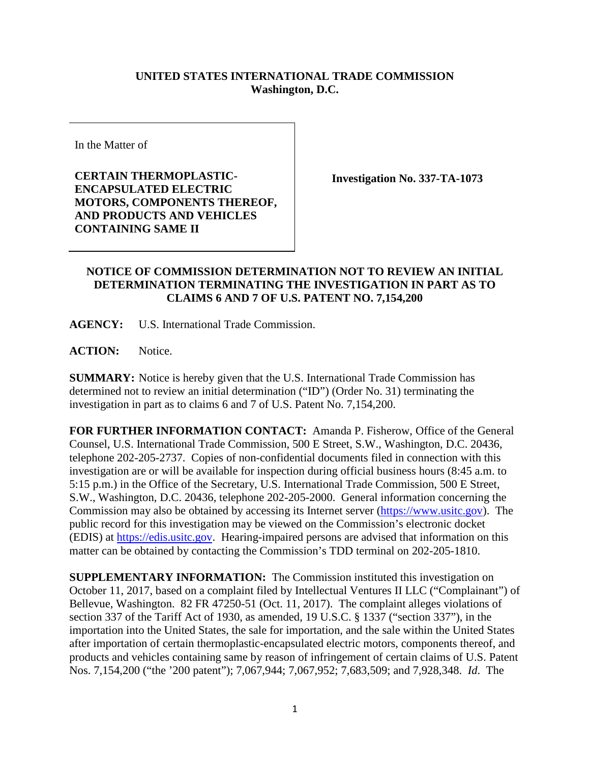**UNITED STATES INTERNATIONAL TRADE COMMISSION**
**Washington, D.C.**

| In the Matter of<br><br>**CERTAIN THERMOPLASTIC-ENCAPSULATED ELECTRIC MOTORS, COMPONENTS THEREOF, AND PRODUCTS AND VEHICLES CONTAINING SAME II** | **Investigation No. 337-TA-1073** |
|---|---|

**NOTICE OF COMMISSION DETERMINATION NOT TO REVIEW AN INITIAL DETERMINATION TERMINATING THE INVESTIGATION IN PART AS TO CLAIMS 6 AND 7 OF U.S. PATENT NO. 7,154,200**

**AGENCY:** U.S. International Trade Commission.

**ACTION:** Notice.

**SUMMARY:** Notice is hereby given that the U.S. International Trade Commission has determined not to review an initial determination ("ID") (Order No. 31) terminating the investigation in part as to claims 6 and 7 of U.S. Patent No. 7,154,200.

**FOR FURTHER INFORMATION CONTACT:** Amanda P. Fisherow, Office of the General Counsel, U.S. International Trade Commission, 500 E Street, S.W., Washington, D.C. 20436, telephone 202-205-2737. Copies of non-confidential documents filed in connection with this investigation are or will be available for inspection during official business hours (8:45 a.m. to 5:15 p.m.) in the Office of the Secretary, U.S. International Trade Commission, 500 E Street, S.W., Washington, D.C. 20436, telephone 202-205-2000. General information concerning the Commission may also be obtained by accessing its Internet server (https://www.usitc.gov). The public record for this investigation may be viewed on the Commission's electronic docket (EDIS) at https://edis.usitc.gov. Hearing-impaired persons are advised that information on this matter can be obtained by contacting the Commission's TDD terminal on 202-205-1810.

**SUPPLEMENTARY INFORMATION:** The Commission instituted this investigation on October 11, 2017, based on a complaint filed by Intellectual Ventures II LLC ("Complainant") of Bellevue, Washington. 82 FR 47250-51 (Oct. 11, 2017). The complaint alleges violations of section 337 of the Tariff Act of 1930, as amended, 19 U.S.C. § 1337 ("section 337"), in the importation into the United States, the sale for importation, and the sale within the United States after importation of certain thermoplastic-encapsulated electric motors, components thereof, and products and vehicles containing same by reason of infringement of certain claims of U.S. Patent Nos. 7,154,200 ("the '200 patent"); 7,067,944; 7,067,952; 7,683,509; and 7,928,348. *Id.* The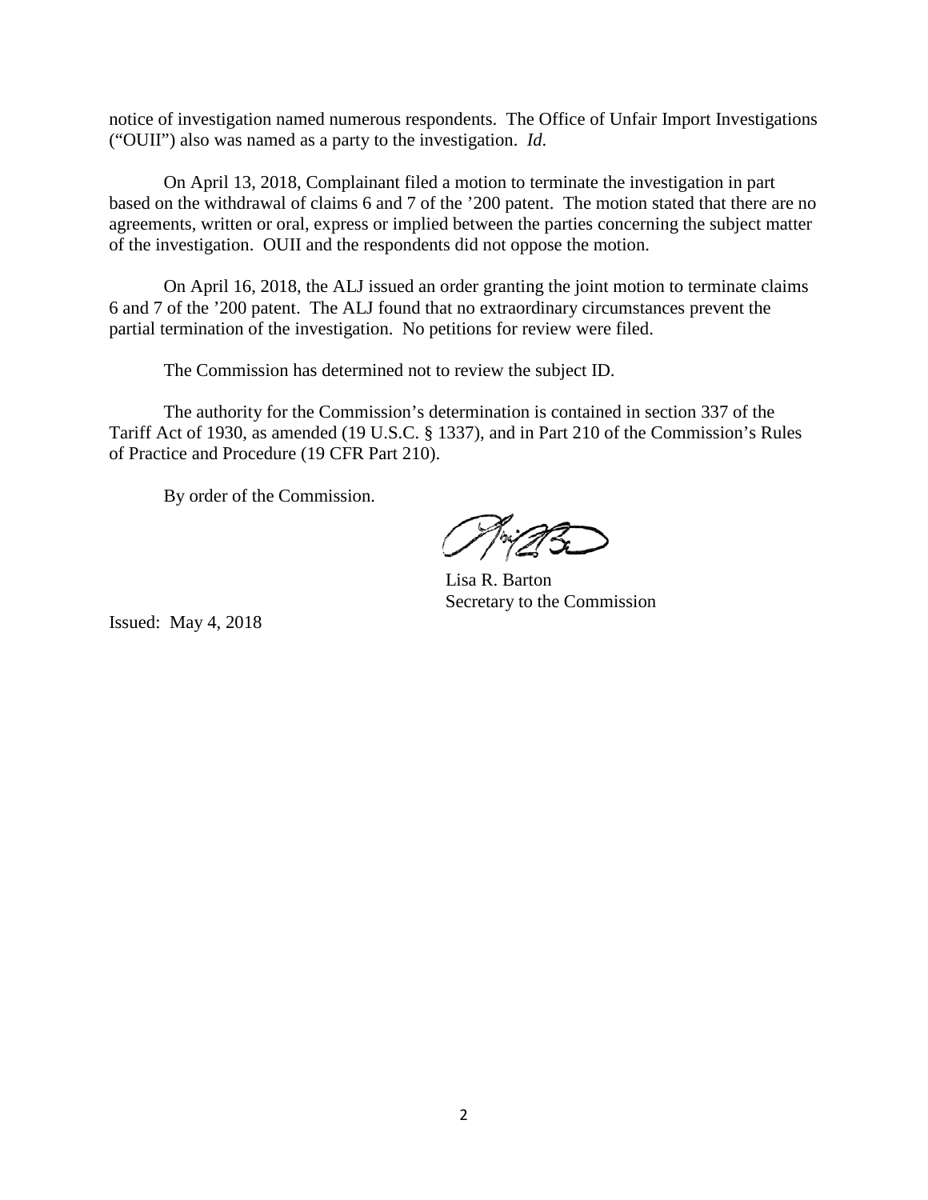notice of investigation named numerous respondents. The Office of Unfair Import Investigations ("OUII") also was named as a party to the investigation. *Id*.

On April 13, 2018, Complainant filed a motion to terminate the investigation in part based on the withdrawal of claims 6 and 7 of the '200 patent. The motion stated that there are no agreements, written or oral, express or implied between the parties concerning the subject matter of the investigation. OUII and the respondents did not oppose the motion.

On April 16, 2018, the ALJ issued an order granting the joint motion to terminate claims 6 and 7 of the '200 patent. The ALJ found that no extraordinary circumstances prevent the partial termination of the investigation. No petitions for review were filed.

The Commission has determined not to review the subject ID.

The authority for the Commission's determination is contained in section 337 of the Tariff Act of 1930, as amended (19 U.S.C. § 1337), and in Part 210 of the Commission's Rules of Practice and Procedure (19 CFR Part 210).

By order of the Commission.

Lisa R. Barton
Secretary to the Commission

Issued: May 4, 2018